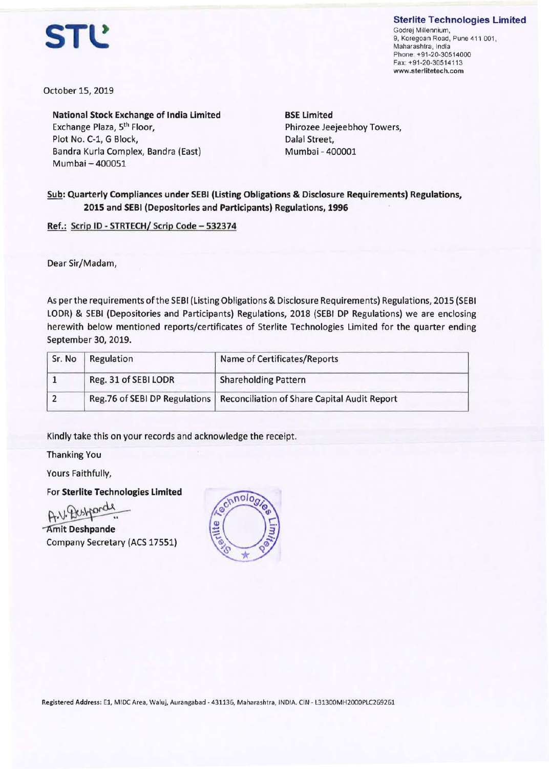**STL**

**Sterlite Technologies Limited**
Godrej Millennium,
9, Koregoan Road, Pune 411 001,
Maharashtra, India
Phone: +91-20-30514000
Fax: +91-20-30514113
www.sterlitetech.com

October 15, 2019

**National Stock Exchange of India Limited**
Exchange Plaza, 5th Floor,
Plot No. C-1, G Block,
Bandra Kurla Complex, Bandra (East)
Mumbai – 400051

**BSE Limited**
Phirozee Jeejeebhoy Towers,
Dalal Street,
Mumbai - 400001

**Sub: Quarterly Compliances under SEBI (Listing Obligations & Disclosure Requirements) Regulations, 2015 and SEBI (Depositories and Participants) Regulations, 1996**

**Ref.: Scrip ID - STRTECH/ Scrip Code – 532374**

Dear Sir/Madam,

As per the requirements of the SEBI (Listing Obligations & Disclosure Requirements) Regulations, 2015 (SEBI LODR) & SEBI (Depositories and Participants) Regulations, 2018 (SEBI DP Regulations) we are enclosing herewith below mentioned reports/certificates of Sterlite Technologies Limited for the quarter ending September 30, 2019.

| Sr. No | Regulation | Name of Certificates/Reports |
|---|---|---|
| 1 | Reg. 31 of SEBI LODR | Shareholding Pattern |
| 2 | Reg.76 of SEBI DP Regulations | Reconciliation of Share Capital Audit Report |

Kindly take this on your records and acknowledge the receipt.

Thanking You

Yours Faithfully,

For **Sterlite Technologies Limited**

A.V. Deshpande

**Amit Deshpande**
Company Secretary (ACS 17551)

Registered Address: E1, MIDC Area, Waluj, Aurangabad - 431136, Maharashtra, INDIA. CIN - L31300MH2000PLC269261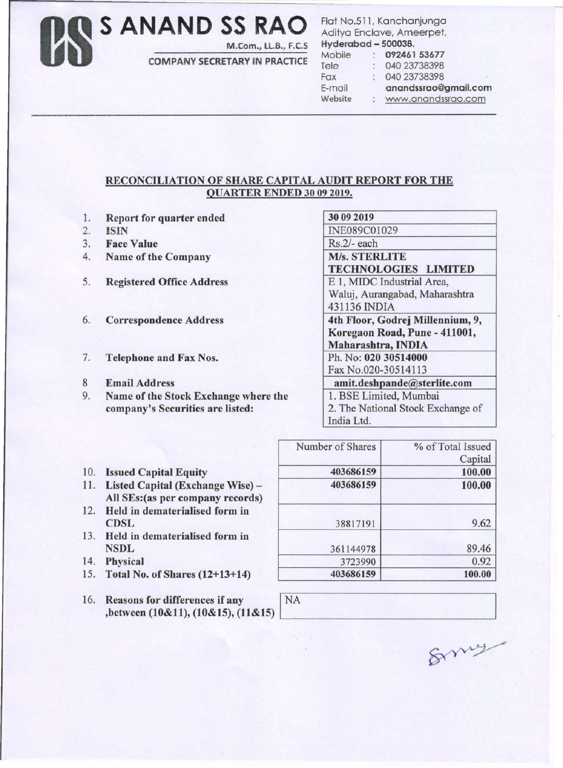# S ANAND SS RAO

M.Com., LL.B., F.C.S

COMPANY SECRETARY IN PRACTICE

Flat No.511, Kanchanjunga
Aditya Enclave, Ameerpet,
**Hyderabad – 500038.**
Mobile : **092461 53677**
Tele : 040 23738398
Fax : 040 23738398
E-mail **anandssrao@gmail.com**
Website : www.anandssrao.com

## RECONCILIATION OF SHARE CAPITAL AUDIT REPORT FOR THE QUARTER ENDED 30 09 2019.

| | | |
|---|---|---|
| 1. | **Report for quarter ended** | **30 09 2019** |
| 2. | **ISIN** | INE089C01029 |
| 3. | **Face Value** | Rs.2/- each |
| 4. | **Name of the Company** | **M/s. STERLITE TECHNOLOGIES LIMITED** |
| 5. | **Registered Office Address** | E 1, MIDC Industrial Area, Waluj, Aurangabad, Maharashtra 431136 INDIA |
| 6. | **Correspondence Address** | **4th Floor, Godrej Millennium, 9, Koregaon Road, Pune - 411001, Maharashtra, INDIA** |
| 7. | **Telephone and Fax Nos.** | Ph. No: **020 30514000** Fax No.020-30514113 |
| 8 | **Email Address** | **amit.deshpande@sterlite.com** |
| 9. | **Name of the Stock Exchange where the company's Securities are listed:** | 1. BSE Limited, Mumbai 2. The National Stock Exchange of India Ltd. |

| | | Number of Shares | % of Total Issued Capital |
|---|---|---|---|
| 10. | **Issued Capital Equity** | **403686159** | **100.00** |
| 11. | **Listed Capital (Exchange Wise) – All SEs:(as per company records)** | **403686159** | **100.00** |
| 12. | **Held in dematerialised form in CDSL** | 38817191 | 9.62 |
| 13. | **Held in dematerialised form in NSDL** | 361144978 | 89.46 |
| 14. | **Physical** | 3723990 | 0.92 |
| 15. | **Total No. of Shares (12+13+14)** | **403686159** | **100.00** |

| | | |
|---|---|---|
| 16. | **Reasons for differences if any ,between (10&11), (10&15), (11&15)** | NA |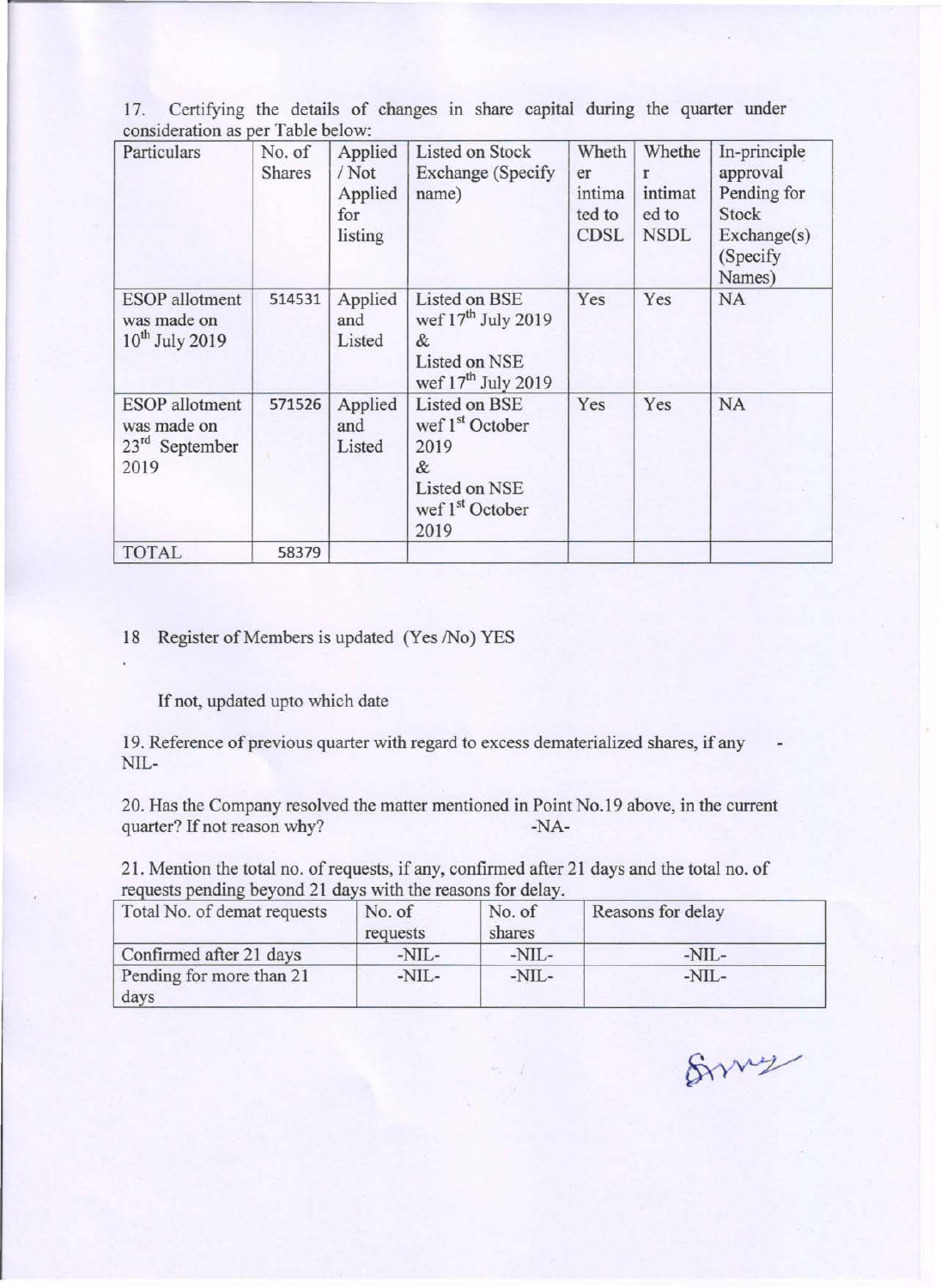17. Certifying the details of changes in share capital during the quarter under consideration as per Table below:

| Particulars | No. of Shares | Applied / Not Applied for listing | Listed on Stock Exchange (Specify name) | Whether intimated to CDSL | Whether intimated to NSDL | In-principle approval Pending for Stock Exchange(s) (Specify Names) |
|---|---|---|---|---|---|---|
| ESOP allotment was made on 10th July 2019 | 514531 | Applied and Listed | Listed on BSE wef 17th July 2019 & Listed on NSE wef 17th July 2019 | Yes | Yes | NA |
| ESOP allotment was made on 23rd September 2019 | 571526 | Applied and Listed | Listed on BSE wef 1st October 2019 & Listed on NSE wef 1st October 2019 | Yes | Yes | NA |
| TOTAL | 58379 | | | | | |

18 Register of Members is updated (Yes /No) YES

If not, updated upto which date

19. Reference of previous quarter with regard to excess dematerialized shares, if any - NIL-

20. Has the Company resolved the matter mentioned in Point No.19 above, in the current quarter? If not reason why? -NA-

21. Mention the total no. of requests, if any, confirmed after 21 days and the total no. of requests pending beyond 21 days with the reasons for delay.

| Total No. of demat requests | No. of requests | No. of shares | Reasons for delay |
|---|---|---|---|
| Confirmed after 21 days | -NIL- | -NIL- | -NIL- |
| Pending for more than 21 days | -NIL- | -NIL- | -NIL- |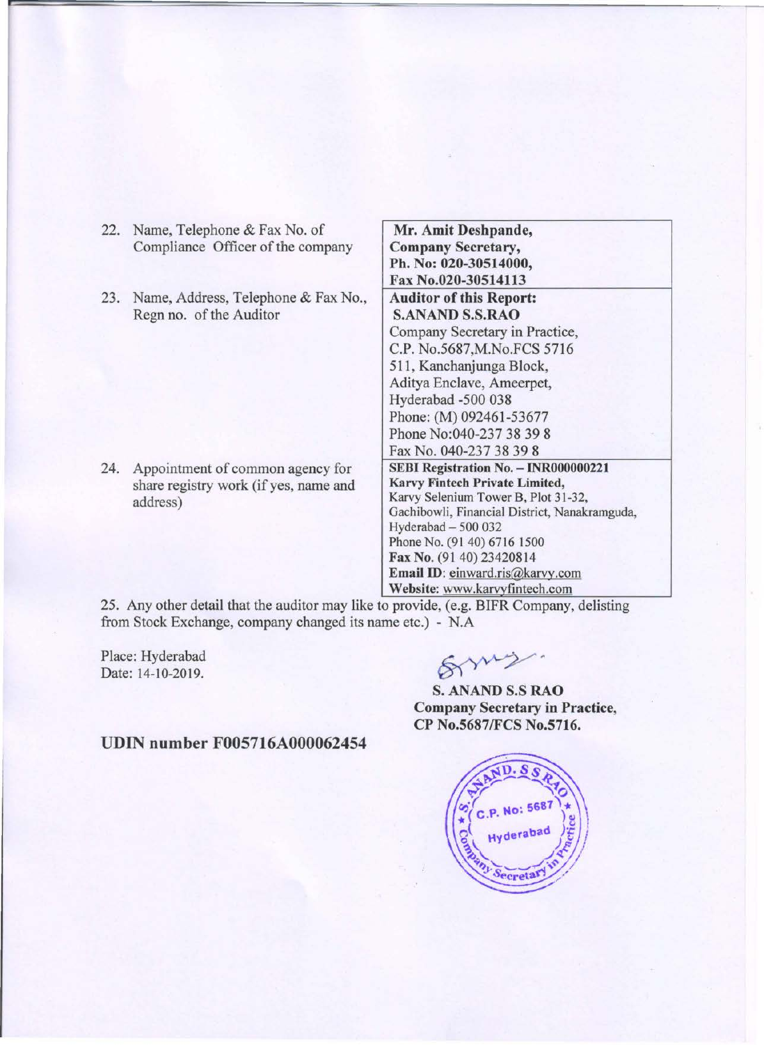| | | |
|---|---|---|
| 22. | Name, Telephone & Fax No. of Compliance Officer of the company | **Mr. Amit Deshpande,**<br>**Company Secretary,**<br>**Ph. No: 020-30514000,**<br>**Fax No.020-30514113** |
| 23. | Name, Address, Telephone & Fax No., Regn no. of the Auditor | **Auditor of this Report:**<br>**S.ANAND S.S.RAO**<br>Company Secretary in Practice,<br>C.P. No.5687,M.No.FCS 5716<br>511, Kanchanjunga Block,<br>Aditya Enclave, Ameerpet,<br>Hyderabad -500 038<br>Phone: (M) 092461-53677<br>Phone No:040-237 38 39 8<br>Fax No. 040-237 38 39 8 |
| 24. | Appointment of common agency for share registry work (if yes, name and address) | **SEBI Registration No. – INR000000221**<br>**Karvy Fintech Private Limited,**<br>Karvy Selenium Tower B, Plot 31-32,<br>Gachibowli, Financial District, Nanakramguda,<br>Hyderabad – 500 032<br>Phone No. (91 40) 6716 1500<br>**Fax No.** (91 40) 23420814<br>**Email ID**: einward.ris@karvy.com<br>**Website**: www.karvyfintech.com |

25. Any other detail that the auditor may like to provide, (e.g. BIFR Company, delisting from Stock Exchange, company changed its name etc.) - N.A

Place: Hyderabad
Date: 14-10-2019.

**S. ANAND S.S RAO**
**Company Secretary in Practice,**
**CP No.5687/FCS No.5716.**

**UDIN number F005716A000062454**